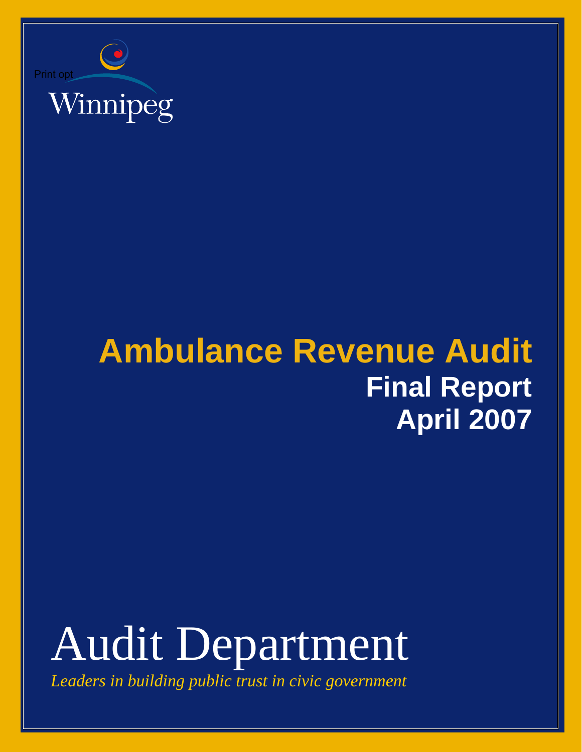Print opt

Winnipeg

# Ambulance Revenue Audit

## Final Report

## April 2007

# Audit Department

*Leaders in building public trust in civic government*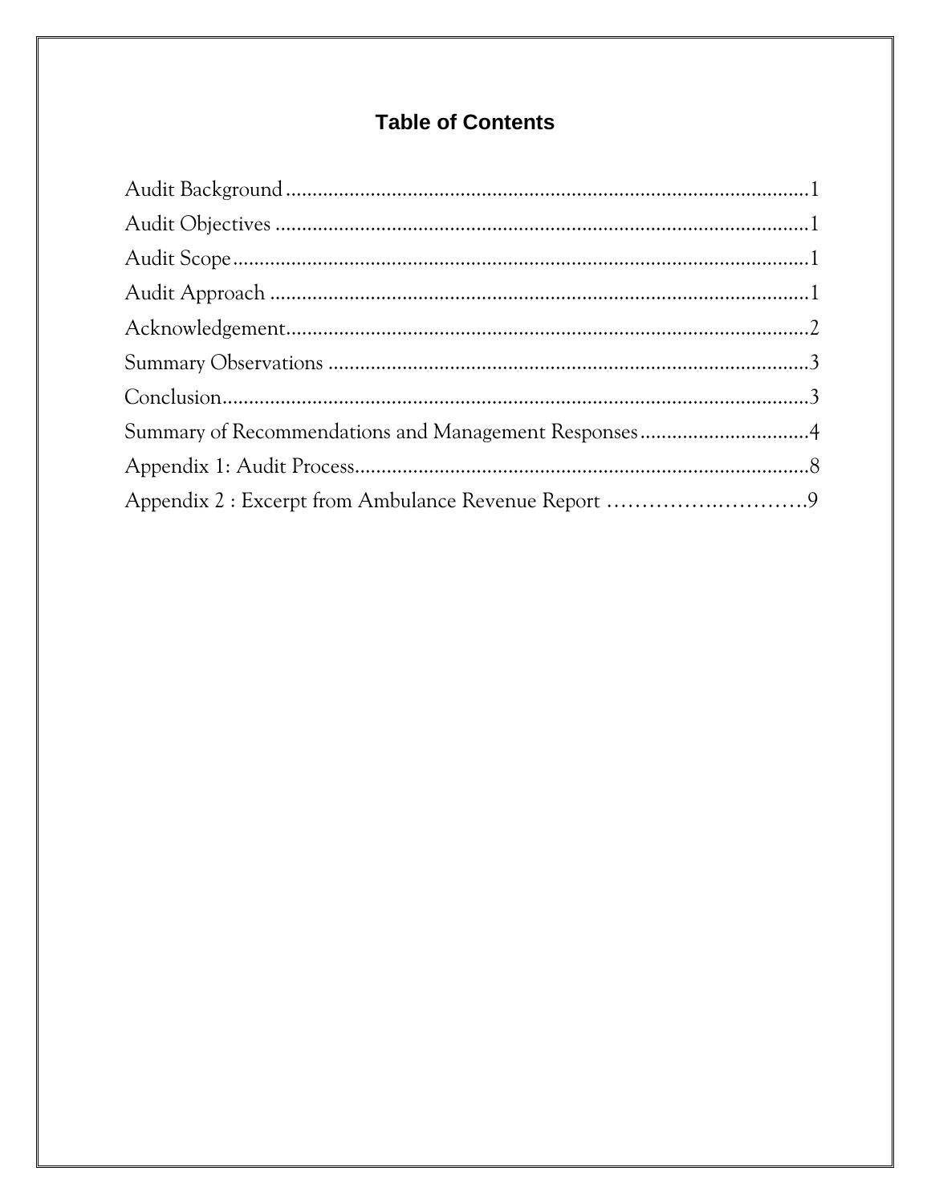## Table of Contents

Audit Background....................................................................................................1
Audit Objectives......................................................................................................1
Audit Scope.............................................................................................................1
Audit Approach........................................................................................................1
Acknowledgement....................................................................................................2
Summary Observations............................................................................................3
Conclusion...............................................................................................................3
Summary of Recommendations and Management Responses...............................4
Appendix 1: Audit Process.......................................................................................8
Appendix 2 : Excerpt from Ambulance Revenue Report ………….…………….9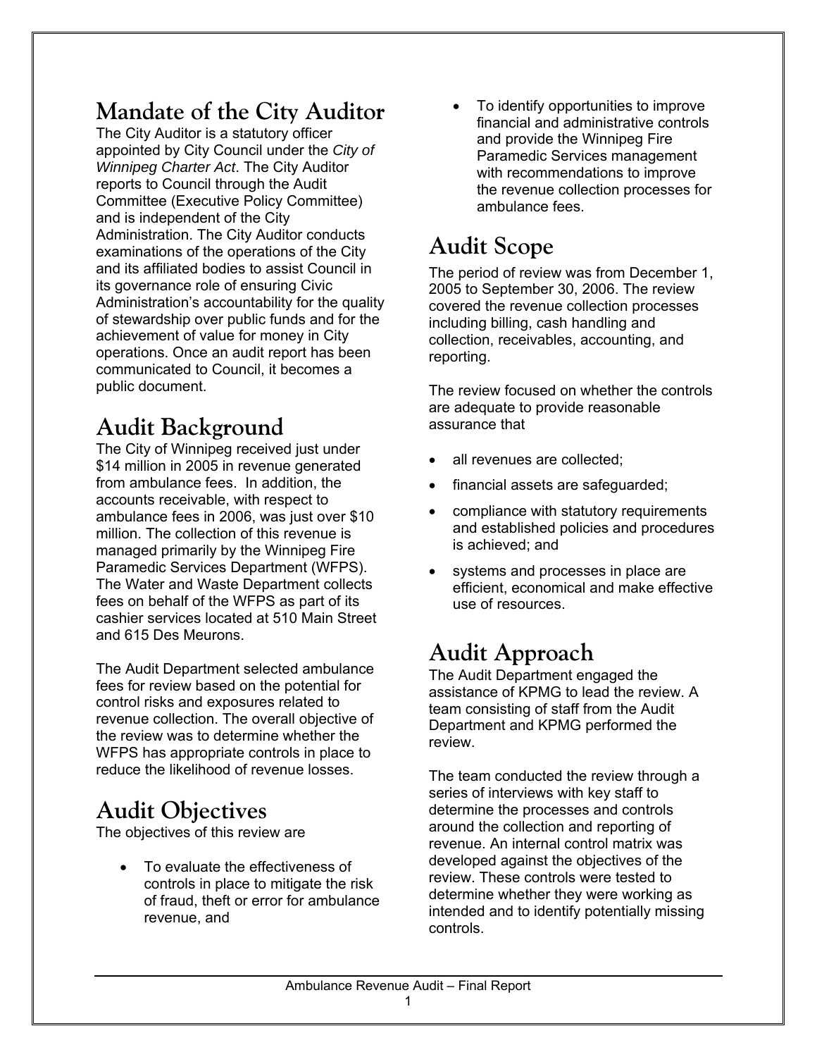## Mandate of the City Auditor

The City Auditor is a statutory officer appointed by City Council under the *City of Winnipeg Charter Act*. The City Auditor reports to Council through the Audit Committee (Executive Policy Committee) and is independent of the City Administration. The City Auditor conducts examinations of the operations of the City and its affiliated bodies to assist Council in its governance role of ensuring Civic Administration's accountability for the quality of stewardship over public funds and for the achievement of value for money in City operations. Once an audit report has been communicated to Council, it becomes a public document.

## Audit Background

The City of Winnipeg received just under $14 million in 2005 in revenue generated from ambulance fees. In addition, the accounts receivable, with respect to ambulance fees in 2006, was just over $10 million. The collection of this revenue is managed primarily by the Winnipeg Fire Paramedic Services Department (WFPS). The Water and Waste Department collects fees on behalf of the WFPS as part of its cashier services located at 510 Main Street and 615 Des Meurons.

The Audit Department selected ambulance fees for review based on the potential for control risks and exposures related to revenue collection. The overall objective of the review was to determine whether the WFPS has appropriate controls in place to reduce the likelihood of revenue losses.

## Audit Objectives

The objectives of this review are

- To evaluate the effectiveness of controls in place to mitigate the risk of fraud, theft or error for ambulance revenue, and
- To identify opportunities to improve financial and administrative controls and provide the Winnipeg Fire Paramedic Services management with recommendations to improve the revenue collection processes for ambulance fees.

## Audit Scope

The period of review was from December 1, 2005 to September 30, 2006. The review covered the revenue collection processes including billing, cash handling and collection, receivables, accounting, and reporting.

The review focused on whether the controls are adequate to provide reasonable assurance that

- all revenues are collected;
- financial assets are safeguarded;
- compliance with statutory requirements and established policies and procedures is achieved; and
- systems and processes in place are efficient, economical and make effective use of resources.

## Audit Approach

The Audit Department engaged the assistance of KPMG to lead the review. A team consisting of staff from the Audit Department and KPMG performed the review.

The team conducted the review through a series of interviews with key staff to determine the processes and controls around the collection and reporting of revenue. An internal control matrix was developed against the objectives of the review. These controls were tested to determine whether they were working as intended and to identify potentially missing controls.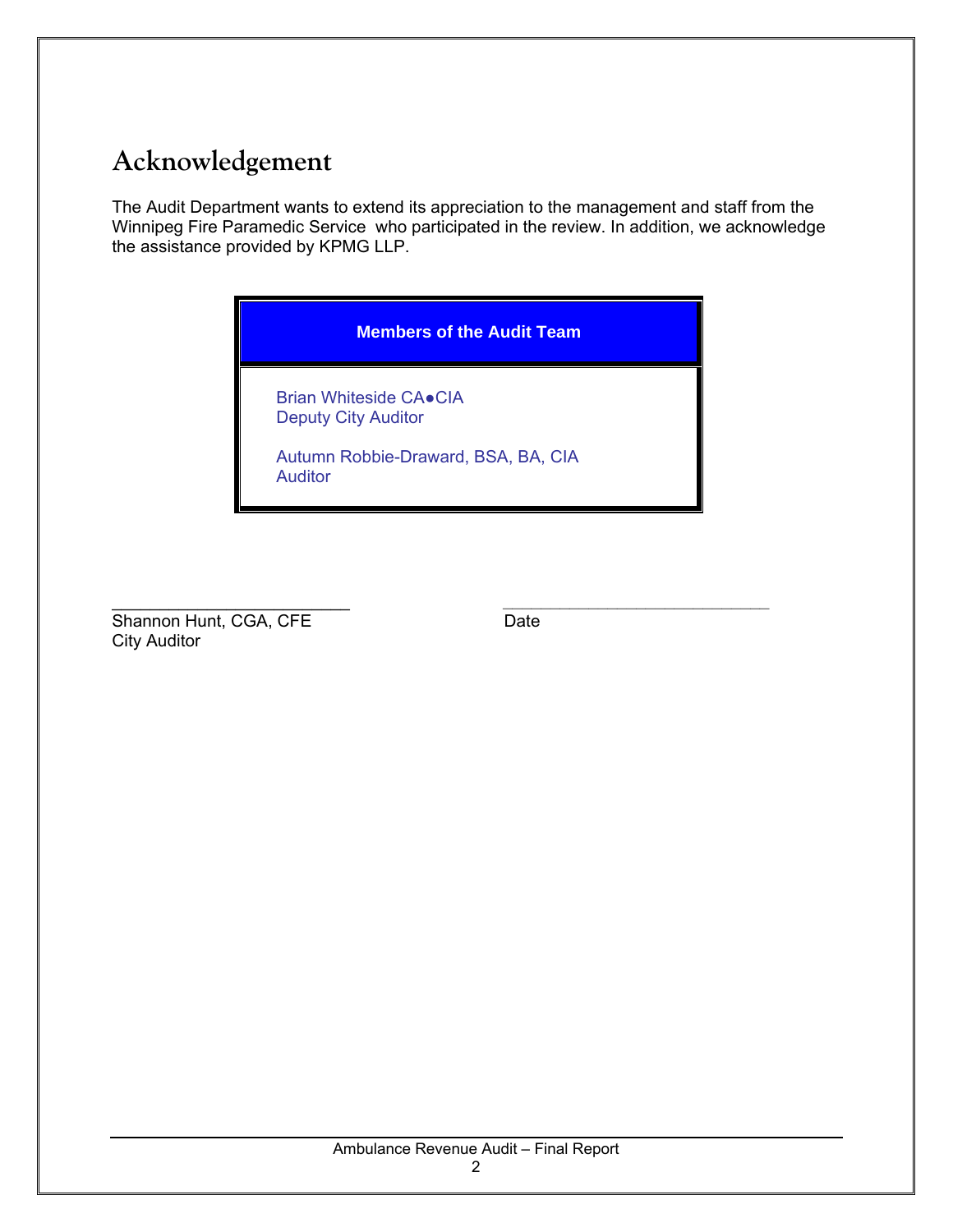# Acknowledgement

The Audit Department wants to extend its appreciation to the management and staff from the Winnipeg Fire Paramedic Service who participated in the review. In addition, we acknowledge the assistance provided by KPMG LLP.

| Members of the Audit Team |
|---|
| Brian Whiteside CA●CIA<br>Deputy City Auditor<br><br>Autumn Robbie-Draward, BSA, BA, CIA<br>Auditor |

\_\_\_\_\_\_\_\_\_\_\_\_\_\_\_\_\_\_\_\_\_\_\_\_\_\_\_ \_\_\_\_\_\_\_\_\_\_\_\_\_\_\_\_\_\_\_\_\_\_\_\_\_\_\_\_\_\_

Shannon Hunt, CGA, CFE Date
City Auditor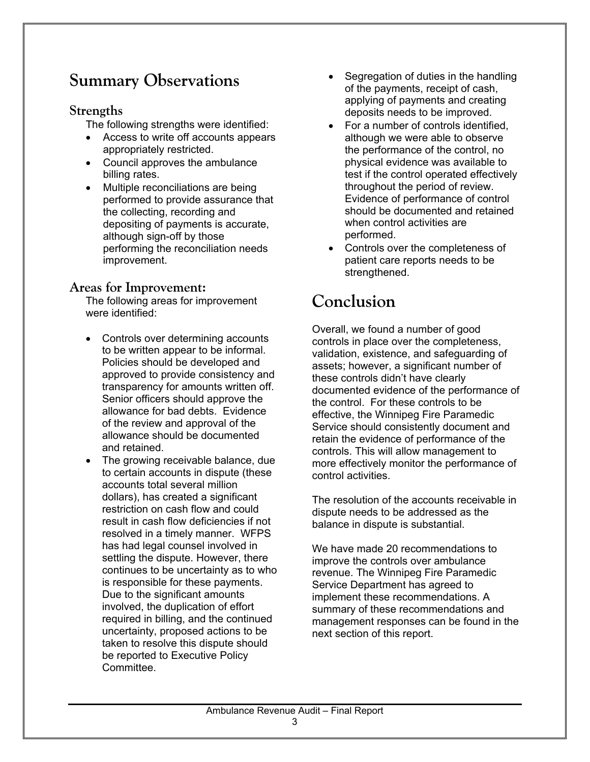# Summary Observations

## Strengths

The following strengths were identified:

- Access to write off accounts appears appropriately restricted.
- Council approves the ambulance billing rates.
- Multiple reconciliations are being performed to provide assurance that the collecting, recording and depositing of payments is accurate, although sign-off by those performing the reconciliation needs improvement.

## Areas for Improvement:

The following areas for improvement were identified:

- Controls over determining accounts to be written appear to be informal. Policies should be developed and approved to provide consistency and transparency for amounts written off. Senior officers should approve the allowance for bad debts. Evidence of the review and approval of the allowance should be documented and retained.
- The growing receivable balance, due to certain accounts in dispute (these accounts total several million dollars), has created a significant restriction on cash flow and could result in cash flow deficiencies if not resolved in a timely manner. WFPS has had legal counsel involved in settling the dispute. However, there continues to be uncertainty as to who is responsible for these payments. Due to the significant amounts involved, the duplication of effort required in billing, and the continued uncertainty, proposed actions to be taken to resolve this dispute should be reported to Executive Policy Committee.
- Segregation of duties in the handling of the payments, receipt of cash, applying of payments and creating deposits needs to be improved.
- For a number of controls identified, although we were able to observe the performance of the control, no physical evidence was available to test if the control operated effectively throughout the period of review. Evidence of performance of control should be documented and retained when control activities are performed.
- Controls over the completeness of patient care reports needs to be strengthened.

# Conclusion

Overall, we found a number of good controls in place over the completeness, validation, existence, and safeguarding of assets; however, a significant number of these controls didn't have clearly documented evidence of the performance of the control. For these controls to be effective, the Winnipeg Fire Paramedic Service should consistently document and retain the evidence of performance of the controls. This will allow management to more effectively monitor the performance of control activities.

The resolution of the accounts receivable in dispute needs to be addressed as the balance in dispute is substantial.

We have made 20 recommendations to improve the controls over ambulance revenue. The Winnipeg Fire Paramedic Service Department has agreed to implement these recommendations. A summary of these recommendations and management responses can be found in the next section of this report.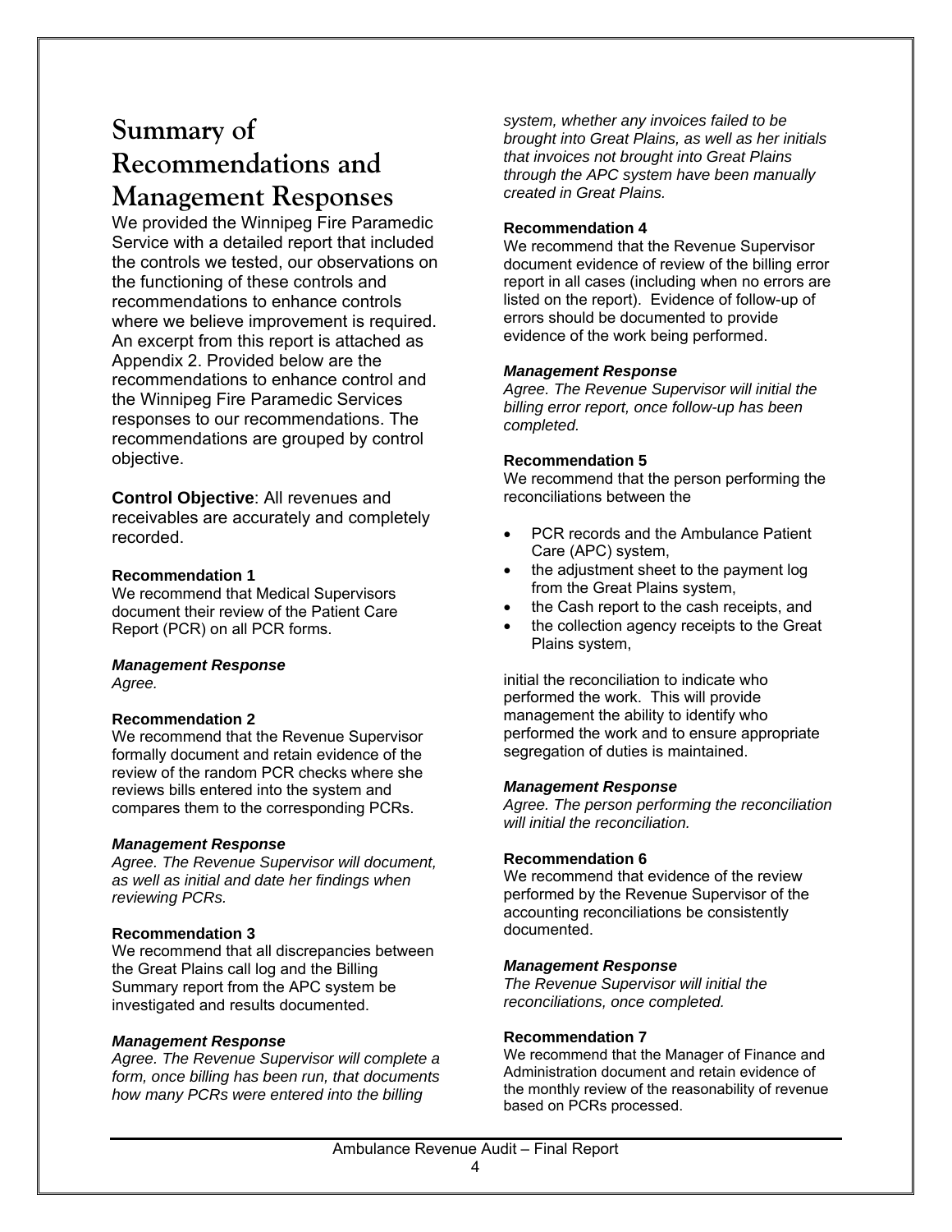# Summary of Recommendations and Management Responses

We provided the Winnipeg Fire Paramedic Service with a detailed report that included the controls we tested, our observations on the functioning of these controls and recommendations to enhance controls where we believe improvement is required. An excerpt from this report is attached as Appendix 2. Provided below are the recommendations to enhance control and the Winnipeg Fire Paramedic Services responses to our recommendations. The recommendations are grouped by control objective.

**Control Objective**: All revenues and receivables are accurately and completely recorded.

**Recommendation 1**

We recommend that Medical Supervisors document their review of the Patient Care Report (PCR) on all PCR forms.

***Management Response***

*Agree.*

**Recommendation 2**

We recommend that the Revenue Supervisor formally document and retain evidence of the review of the random PCR checks where she reviews bills entered into the system and compares them to the corresponding PCRs.

***Management Response***

*Agree. The Revenue Supervisor will document, as well as initial and date her findings when reviewing PCRs.*

**Recommendation 3**

We recommend that all discrepancies between the Great Plains call log and the Billing Summary report from the APC system be investigated and results documented.

***Management Response***

*Agree. The Revenue Supervisor will complete a form, once billing has been run, that documents how many PCRs were entered into the billing system, whether any invoices failed to be brought into Great Plains, as well as her initials that invoices not brought into Great Plains through the APC system have been manually created in Great Plains.*

**Recommendation 4**

We recommend that the Revenue Supervisor document evidence of review of the billing error report in all cases (including when no errors are listed on the report). Evidence of follow-up of errors should be documented to provide evidence of the work being performed.

***Management Response***

*Agree. The Revenue Supervisor will initial the billing error report, once follow-up has been completed.*

**Recommendation 5**

We recommend that the person performing the reconciliations between the

- PCR records and the Ambulance Patient Care (APC) system,
- the adjustment sheet to the payment log from the Great Plains system,
- the Cash report to the cash receipts, and
- the collection agency receipts to the Great Plains system,

initial the reconciliation to indicate who performed the work. This will provide management the ability to identify who performed the work and to ensure appropriate segregation of duties is maintained.

***Management Response***

*Agree. The person performing the reconciliation will initial the reconciliation.*

**Recommendation 6**

We recommend that evidence of the review performed by the Revenue Supervisor of the accounting reconciliations be consistently documented.

***Management Response***

*The Revenue Supervisor will initial the reconciliations, once completed.*

**Recommendation 7**

We recommend that the Manager of Finance and Administration document and retain evidence of the monthly review of the reasonability of revenue based on PCRs processed.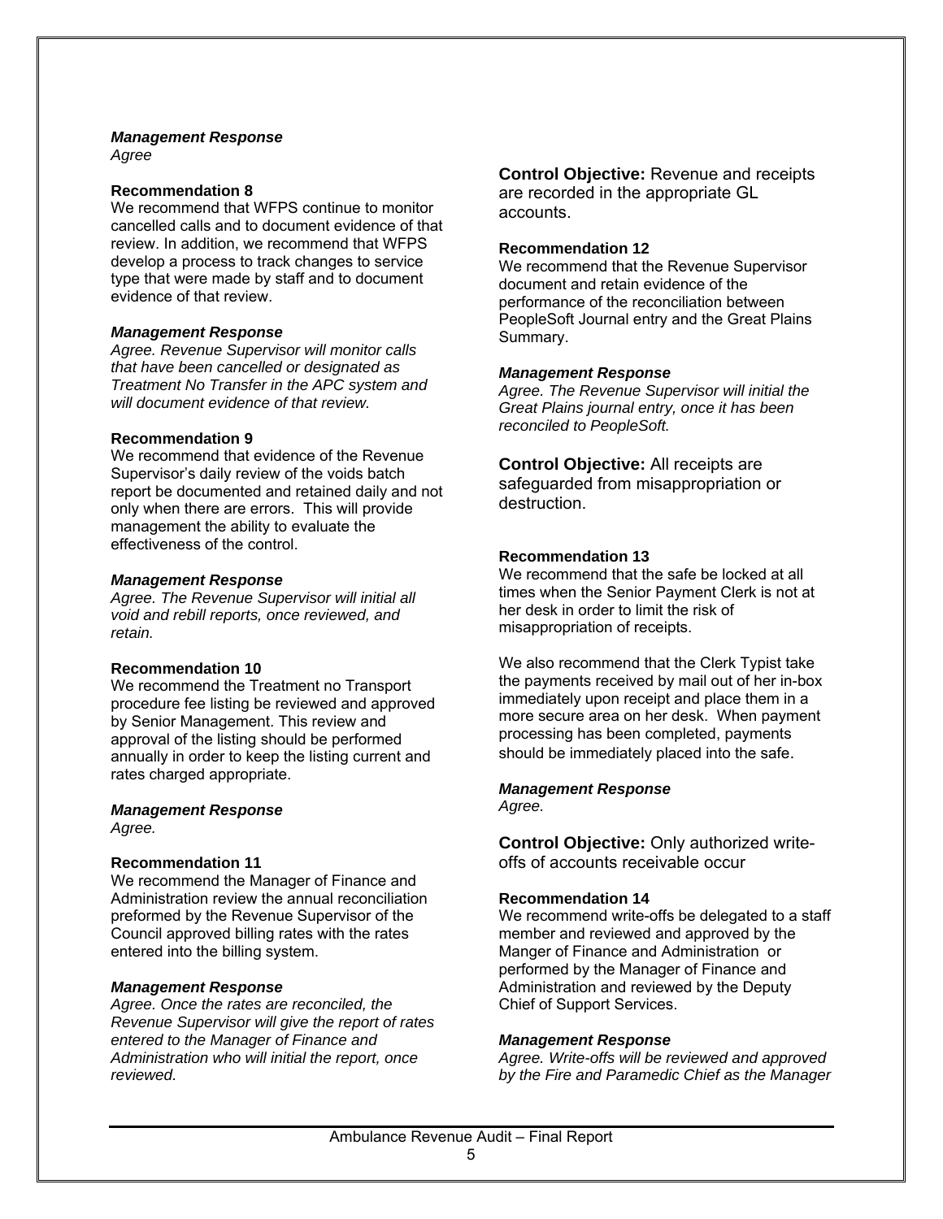***Management Response***
*Agree*

**Recommendation 8**
We recommend that WFPS continue to monitor cancelled calls and to document evidence of that review. In addition, we recommend that WFPS develop a process to track changes to service type that were made by staff and to document evidence of that review.

***Management Response***
*Agree. Revenue Supervisor will monitor calls that have been cancelled or designated as Treatment No Transfer in the APC system and will document evidence of that review.*

**Recommendation 9**
We recommend that evidence of the Revenue Supervisor's daily review of the voids batch report be documented and retained daily and not only when there are errors. This will provide management the ability to evaluate the effectiveness of the control.

***Management Response***
*Agree. The Revenue Supervisor will initial all void and rebill reports, once reviewed, and retain.*

**Recommendation 10**
We recommend the Treatment no Transport procedure fee listing be reviewed and approved by Senior Management. This review and approval of the listing should be performed annually in order to keep the listing current and rates charged appropriate.

***Management Response***
*Agree.*

**Recommendation 11**
We recommend the Manager of Finance and Administration review the annual reconciliation preformed by the Revenue Supervisor of the Council approved billing rates with the rates entered into the billing system.

***Management Response***
*Agree. Once the rates are reconciled, the Revenue Supervisor will give the report of rates entered to the Manager of Finance and Administration who will initial the report, once reviewed.*

**Control Objective:** Revenue and receipts are recorded in the appropriate GL accounts.

**Recommendation 12**
We recommend that the Revenue Supervisor document and retain evidence of the performance of the reconciliation between PeopleSoft Journal entry and the Great Plains Summary.

***Management Response***
*Agree. The Revenue Supervisor will initial the Great Plains journal entry, once it has been reconciled to PeopleSoft.*

**Control Objective:** All receipts are safeguarded from misappropriation or destruction.

**Recommendation 13**
We recommend that the safe be locked at all times when the Senior Payment Clerk is not at her desk in order to limit the risk of misappropriation of receipts.

We also recommend that the Clerk Typist take the payments received by mail out of her in-box immediately upon receipt and place them in a more secure area on her desk. When payment processing has been completed, payments should be immediately placed into the safe.

***Management Response***
*Agree.*

**Control Objective:** Only authorized write-offs of accounts receivable occur

**Recommendation 14**
We recommend write-offs be delegated to a staff member and reviewed and approved by the Manger of Finance and Administration or performed by the Manager of Finance and Administration and reviewed by the Deputy Chief of Support Services.

***Management Response***
*Agree. Write-offs will be reviewed and approved by the Fire and Paramedic Chief as the Manager*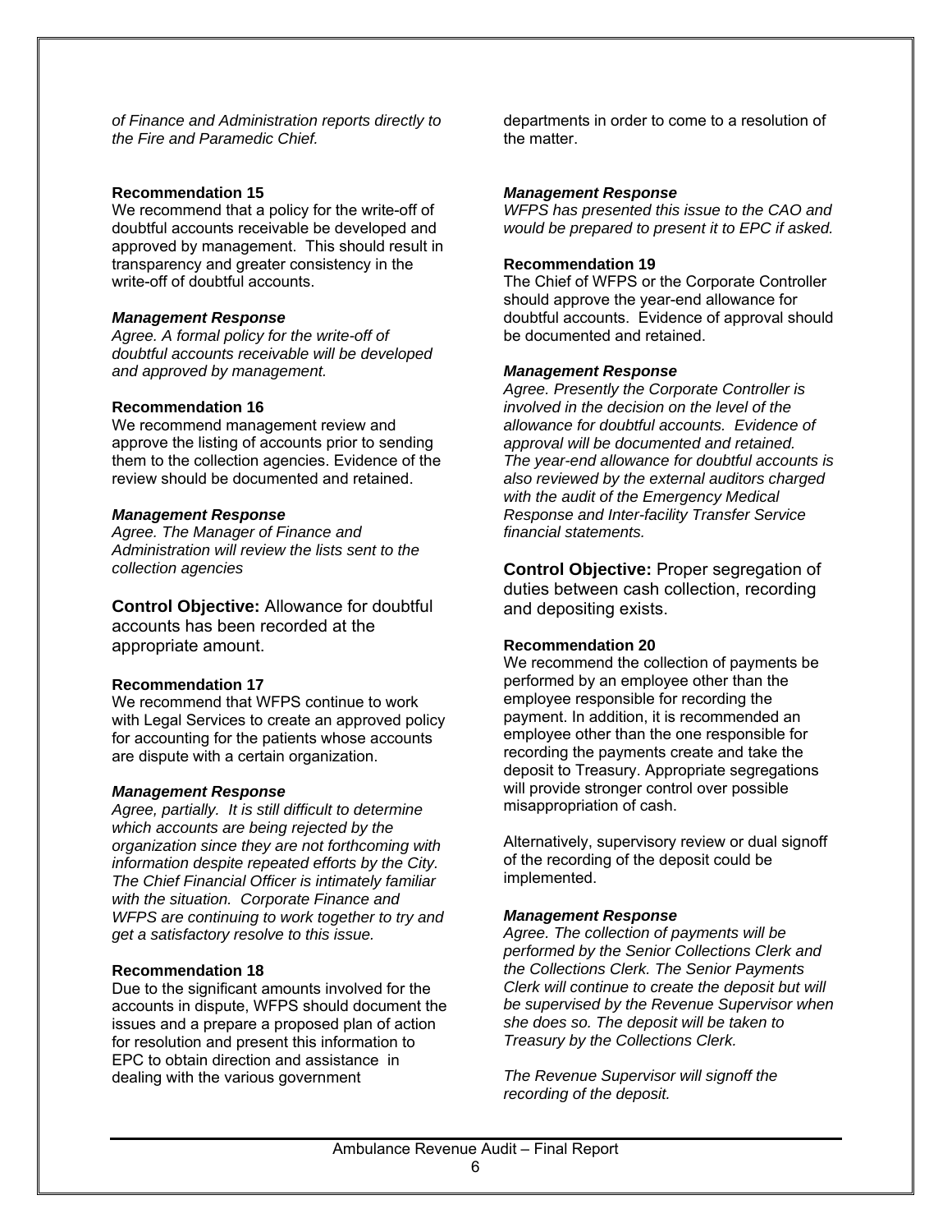*of Finance and Administration reports directly to the Fire and Paramedic Chief.*

**Recommendation 15**

We recommend that a policy for the write-off of doubtful accounts receivable be developed and approved by management. This should result in transparency and greater consistency in the write-off of doubtful accounts.

***Management Response***

*Agree. A formal policy for the write-off of doubtful accounts receivable will be developed and approved by management.*

**Recommendation 16**

We recommend management review and approve the listing of accounts prior to sending them to the collection agencies. Evidence of the review should be documented and retained.

***Management Response***

*Agree. The Manager of Finance and Administration will review the lists sent to the collection agencies*

**Control Objective:** Allowance for doubtful accounts has been recorded at the appropriate amount.

**Recommendation 17**

We recommend that WFPS continue to work with Legal Services to create an approved policy for accounting for the patients whose accounts are dispute with a certain organization.

***Management Response***

*Agree, partially. It is still difficult to determine which accounts are being rejected by the organization since they are not forthcoming with information despite repeated efforts by the City. The Chief Financial Officer is intimately familiar with the situation. Corporate Finance and WFPS are continuing to work together to try and get a satisfactory resolve to this issue.*

**Recommendation 18**

Due to the significant amounts involved for the accounts in dispute, WFPS should document the issues and a prepare a proposed plan of action for resolution and present this information to EPC to obtain direction and assistance in dealing with the various government departments in order to come to a resolution of the matter.

***Management Response***

*WFPS has presented this issue to the CAO and would be prepared to present it to EPC if asked.*

**Recommendation 19**

The Chief of WFPS or the Corporate Controller should approve the year-end allowance for doubtful accounts. Evidence of approval should be documented and retained.

***Management Response***

*Agree. Presently the Corporate Controller is involved in the decision on the level of the allowance for doubtful accounts. Evidence of approval will be documented and retained. The year-end allowance for doubtful accounts is also reviewed by the external auditors charged with the audit of the Emergency Medical Response and Inter-facility Transfer Service financial statements.*

**Control Objective:** Proper segregation of duties between cash collection, recording and depositing exists.

**Recommendation 20**

We recommend the collection of payments be performed by an employee other than the employee responsible for recording the payment. In addition, it is recommended an employee other than the one responsible for recording the payments create and take the deposit to Treasury. Appropriate segregations will provide stronger control over possible misappropriation of cash.

Alternatively, supervisory review or dual signoff of the recording of the deposit could be implemented.

***Management Response***

*Agree. The collection of payments will be performed by the Senior Collections Clerk and the Collections Clerk. The Senior Payments Clerk will continue to create the deposit but will be supervised by the Revenue Supervisor when she does so. The deposit will be taken to Treasury by the Collections Clerk.*

*The Revenue Supervisor will signoff the recording of the deposit.*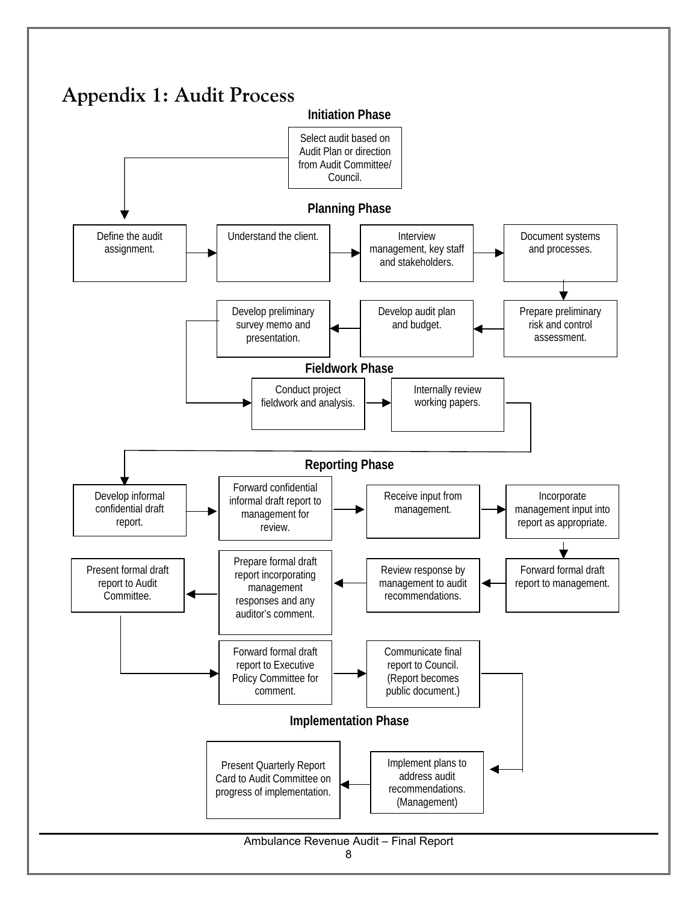# Appendix 1: Audit Process

**Initiation Phase**

Select audit based on Audit Plan or direction from Audit Committee/ Council.

**Planning Phase**

Define the audit assignment.

Understand the client.

Interview management, key staff and stakeholders.

Document systems and processes.

Prepare preliminary risk and control assessment.

Develop audit plan and budget.

Develop preliminary survey memo and presentation.

**Fieldwork Phase**

Conduct project fieldwork and analysis.

Internally review working papers.

**Reporting Phase**

Develop informal confidential draft report.

Forward confidential informal draft report to management for review.

Receive input from management.

Incorporate management input into report as appropriate.

Forward formal draft report to management.

Review response by management to audit recommendations.

Prepare formal draft report incorporating management responses and any auditor's comment.

Present formal draft report to Audit Committee.

Forward formal draft report to Executive Policy Committee for comment.

Communicate final report to Council. (Report becomes public document.)

**Implementation Phase**

Implement plans to address audit recommendations. (Management)

Present Quarterly Report Card to Audit Committee on progress of implementation.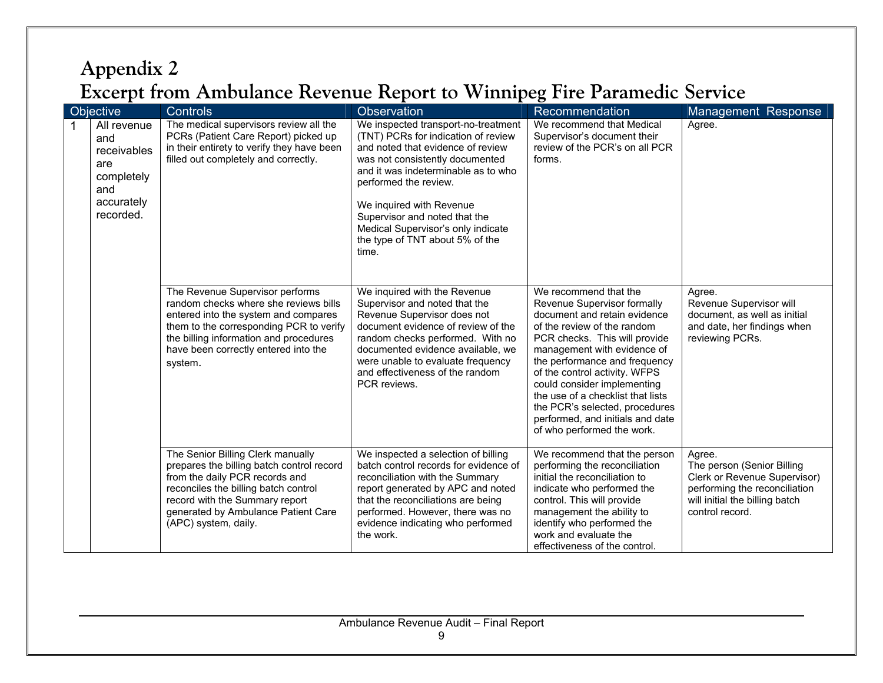# Appendix 2
# Excerpt from Ambulance Revenue Report to Winnipeg Fire Paramedic Service

| Objective | | Controls | Observation | Recommendation | Management Response |
|---|---|---|---|---|---|
| 1 | All revenue and receivables are completely and accurately recorded. | The medical supervisors review all the PCRs (Patient Care Report) picked up in their entirety to verify they have been filled out completely and correctly. | We inspected transport-no-treatment (TNT) PCRs for indication of review and noted that evidence of review was not consistently documented and it was indeterminable as to who performed the review.<br><br>We inquired with Revenue Supervisor and noted that the Medical Supervisor's only indicate the type of TNT about 5% of the time. | We recommend that Medical Supervisor's document their review of the PCR's on all PCR forms. | Agree. |
| | | The Revenue Supervisor performs random checks where she reviews bills entered into the system and compares them to the corresponding PCR to verify the billing information and procedures have been correctly entered into the system. | We inquired with the Revenue Supervisor and noted that the Revenue Supervisor does not document evidence of review of the random checks performed. With no documented evidence available, we were unable to evaluate frequency and effectiveness of the random PCR reviews. | We recommend that the Revenue Supervisor formally document and retain evidence of the review of the random PCR checks. This will provide management with evidence of the performance and frequency of the control activity. WFPS could consider implementing the use of a checklist that lists the PCR's selected, procedures performed, and initials and date of who performed the work. | Agree.<br>Revenue Supervisor will document, as well as initial and date, her findings when reviewing PCRs. |
| | | The Senior Billing Clerk manually prepares the billing batch control record from the daily PCR records and reconciles the billing batch control record with the Summary report generated by Ambulance Patient Care (APC) system, daily. | We inspected a selection of billing batch control records for evidence of reconciliation with the Summary report generated by APC and noted that the reconciliations are being performed. However, there was no evidence indicating who performed the work. | We recommend that the person performing the reconciliation initial the reconciliation to indicate who performed the control. This will provide management the ability to identify who performed the work and evaluate the effectiveness of the control. | Agree.<br>The person (Senior Billing Clerk or Revenue Supervisor) performing the reconciliation will initial the billing batch control record. |